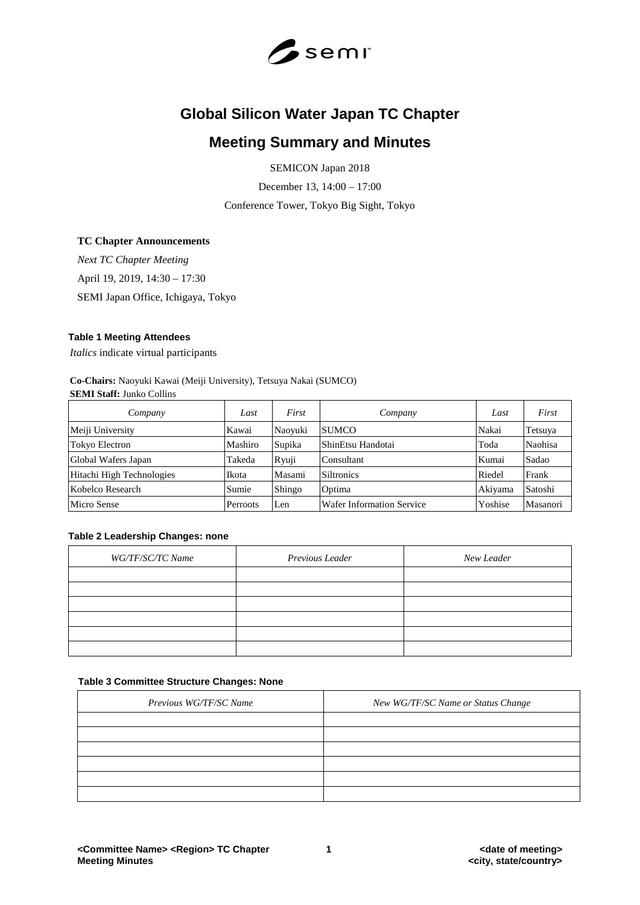# Global Silicon Water Japan TC Chapter

## Meeting Summary and Minutes

SEMICON Japan 2018

December 13, 14:00 – 17:00

Conference Tower, Tokyo Big Sight, Tokyo

**TC Chapter Announcements**

*Next TC Chapter Meeting*

April 19, 2019, 14:30 – 17:30

SEMI Japan Office, Ichigaya, Tokyo

**Table 1 Meeting Attendees**

*Italics* indicate virtual participants

**Co-Chairs:** Naoyuki Kawai (Meiji University), Tetsuya Nakai (SUMCO)
**SEMI Staff:** Junko Collins

| *Company* | *Last* | *First* | *Company* | *Last* | *First* |
|---|---|---|---|---|---|
| Meiji University | Kawai | Naoyuki | SUMCO | Nakai | Tetsuya |
| Tokyo Electron | Mashiro | Supika | ShinEtsu Handotai | Toda | Naohisa |
| Global Wafers Japan | Takeda | Ryuji | Consultant | Kumai | Sadao |
| Hitachi High Technologies | Ikota | Masami | Siltronics | Riedel | Frank |
| Kobelco Research | Sumie | Shingo | Optima | Akiyama | Satoshi |
| Micro Sense | Perroots | Len | Wafer Information Service | Yoshise | Masanori |

**Table 2 Leadership Changes: none**

| *WG/TF/SC/TC Name* | *Previous Leader* | *New Leader* |
|---|---|---|
| | | |
| | | |
| | | |
| | | |
| | | |
| | | |

**Table 3 Committee Structure Changes: None**

| *Previous WG/TF/SC Name* | *New WG/TF/SC Name or Status Change* |
|---|---|
| | |
| | |
| | |
| | |
| | |
| | |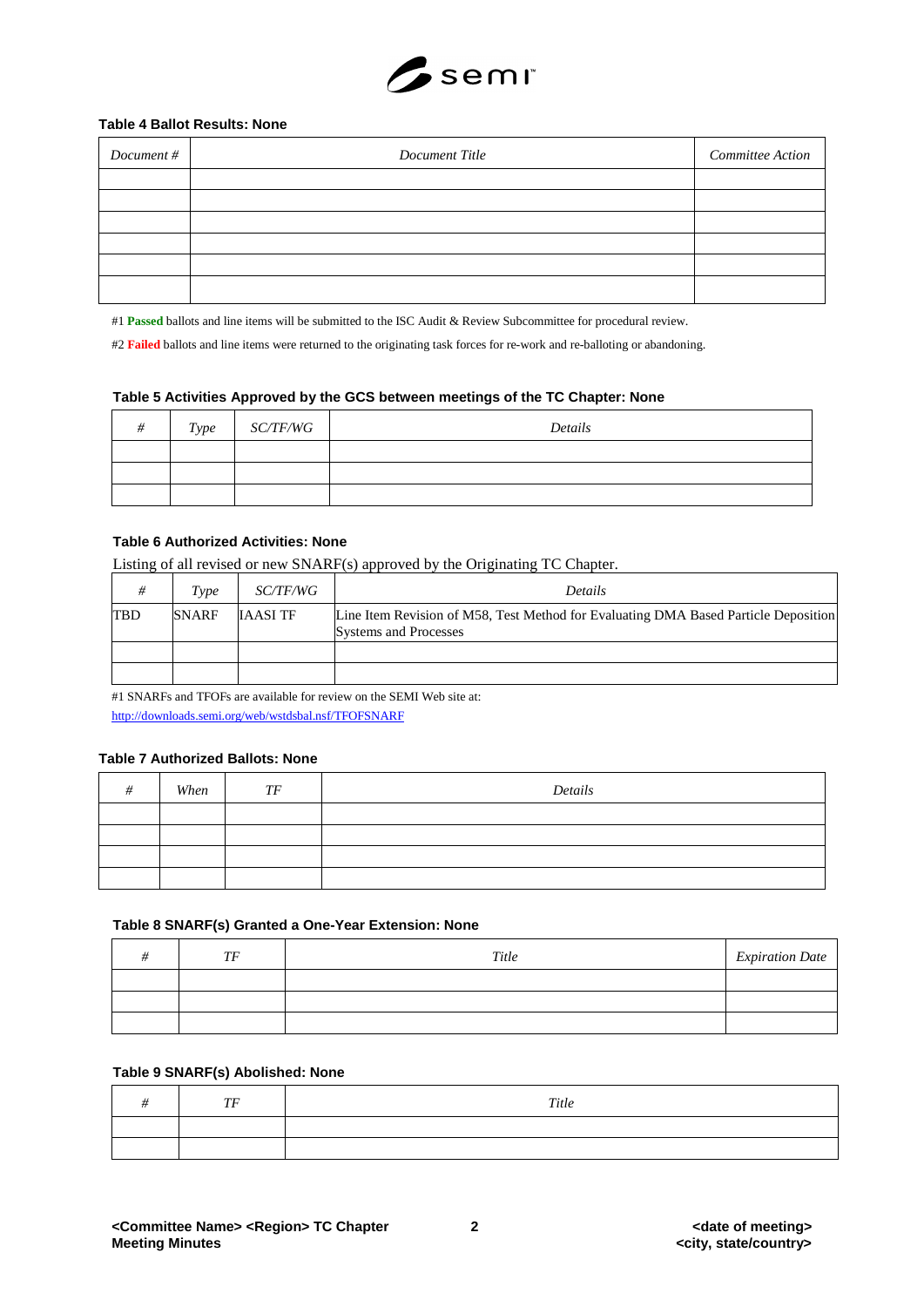**Table 4 Ballot Results: None**

| *Document #* | *Document Title* | *Committee Action* |
|---|---|---|
| | | |
| | | |
| | | |
| | | |
| | | |
| | | |

#1 **Passed** ballots and line items will be submitted to the ISC Audit & Review Subcommittee for procedural review.

#2 **Failed** ballots and line items were returned to the originating task forces for re-work and re-balloting or abandoning.

**Table 5 Activities Approved by the GCS between meetings of the TC Chapter: None**

| *#* | *Type* | *SC/TF/WG* | *Details* |
|---|---|---|---|
| | | | |
| | | | |
| | | | |

**Table 6 Authorized Activities: None**

Listing of all revised or new SNARF(s) approved by the Originating TC Chapter.

| *#* | *Type* | *SC/TF/WG* | *Details* |
|---|---|---|---|
| TBD | SNARF | IAASI TF | Line Item Revision of M58, Test Method for Evaluating DMA Based Particle Deposition Systems and Processes |
| | | | |
| | | | |

#1 SNARFs and TFOFs are available for review on the SEMI Web site at:
http://downloads.semi.org/web/wstdsbal.nsf/TFOFSNARF

**Table 7 Authorized Ballots: None**

| *#* | *When* | *TF* | *Details* |
|---|---|---|---|
| | | | |
| | | | |
| | | | |
| | | | |

**Table 8 SNARF(s) Granted a One-Year Extension: None**

| *#* | *TF* | *Title* | *Expiration Date* |
|---|---|---|---|
| | | | |
| | | | |
| | | | |

**Table 9 SNARF(s) Abolished: None**

| *#* | *TF* | *Title* |
|---|---|---|
| | | |
| | | |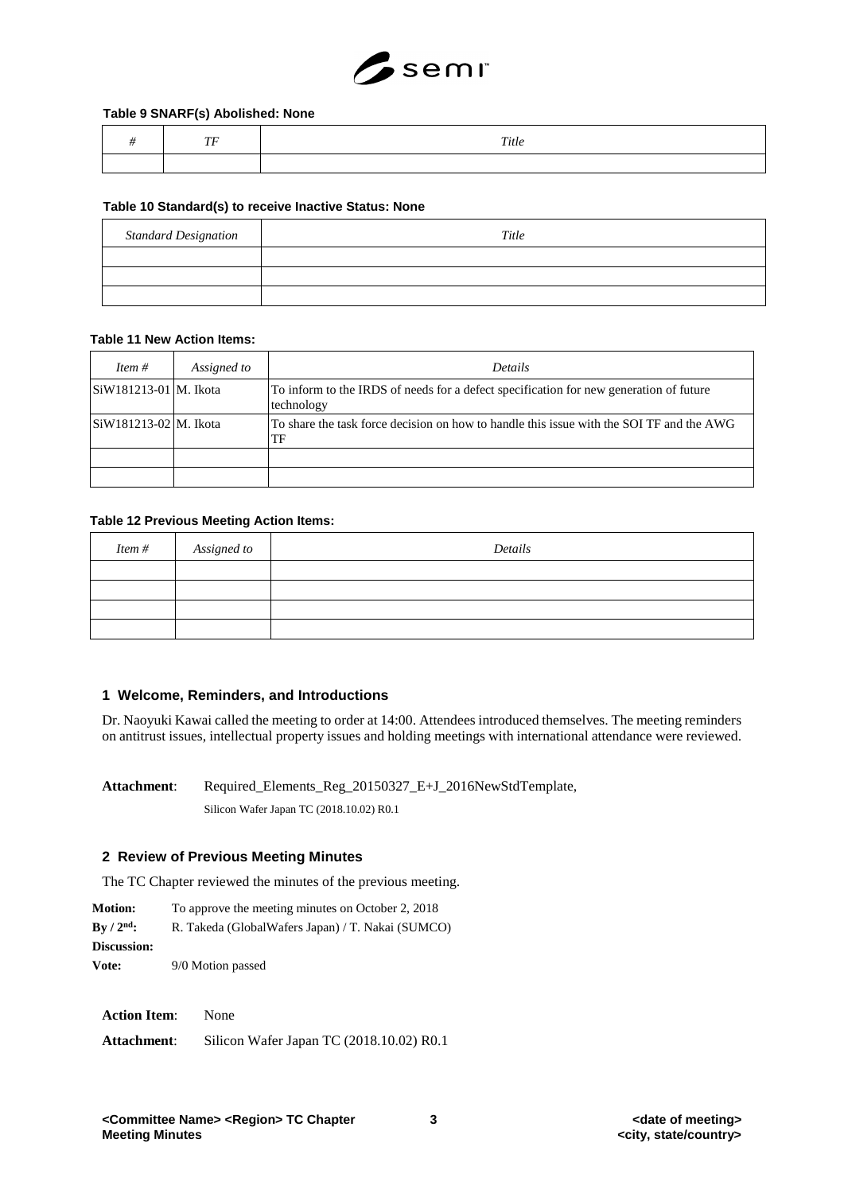**Table 9 SNARF(s) Abolished: None**

| # | TF | Title |
|---|---|---|
| | | |

**Table 10 Standard(s) to receive Inactive Status: None**

| Standard Designation | Title |
|---|---|
| | |
| | |
| | |

**Table 11 New Action Items:**

| Item # | Assigned to | Details |
|---|---|---|
| SiW181213-01 | M. Ikota | To inform to the IRDS of needs for a defect specification for new generation of future technology |
| SiW181213-02 | M. Ikota | To share the task force decision on how to handle this issue with the SOI TF and the AWG TF |
| | | |
| | | |

**Table 12 Previous Meeting Action Items:**

| Item # | Assigned to | Details |
|---|---|---|
| | | |
| | | |
| | | |
| | | |

## 1 Welcome, Reminders, and Introductions

Dr. Naoyuki Kawai called the meeting to order at 14:00. Attendees introduced themselves. The meeting reminders on antitrust issues, intellectual property issues and holding meetings with international attendance were reviewed.

**Attachment**: Required_Elements_Reg_20150327_E+J_2016NewStdTemplate,

Silicon Wafer Japan TC (2018.10.02) R0.1

## 2 Review of Previous Meeting Minutes

The TC Chapter reviewed the minutes of the previous meeting.

**Motion:** To approve the meeting minutes on October 2, 2018
**By / 2nd:** R. Takeda (GlobalWafers Japan) / T. Nakai (SUMCO)
**Discussion:**
**Vote:** 9/0 Motion passed

**Action Item**: None

**Attachment**: Silicon Wafer Japan TC (2018.10.02) R0.1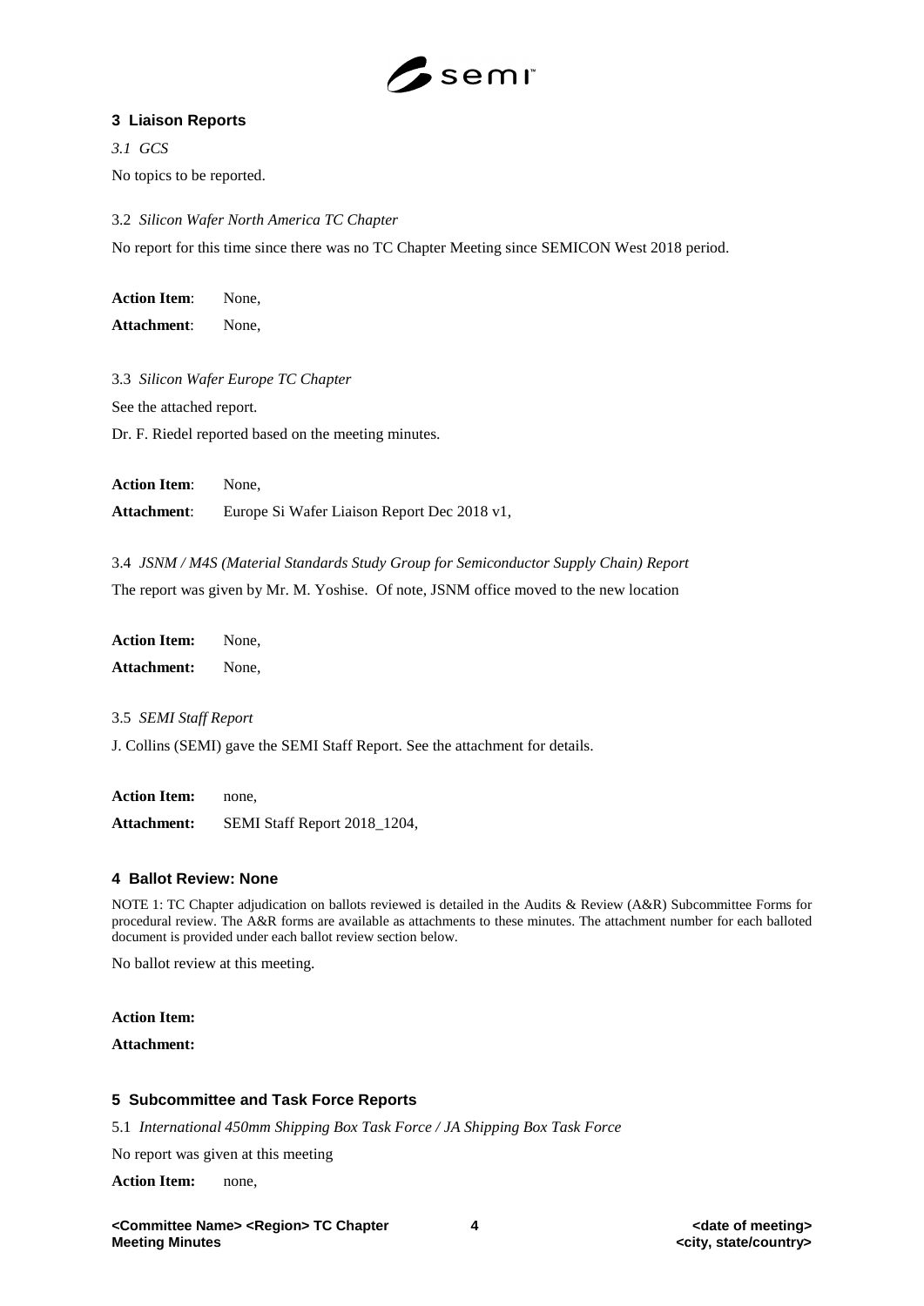## 3 Liaison Reports

*3.1 GCS*

No topics to be reported.

3.2 *Silicon Wafer North America TC Chapter*

No report for this time since there was no TC Chapter Meeting since SEMICON West 2018 period.

**Action Item**: None,

**Attachment**: None,

3.3 *Silicon Wafer Europe TC Chapter*

See the attached report.

Dr. F. Riedel reported based on the meeting minutes.

**Action Item**: None,

**Attachment**: Europe Si Wafer Liaison Report Dec 2018 v1,

3.4 *JSNM / M4S (Material Standards Study Group for Semiconductor Supply Chain) Report*

The report was given by Mr. M. Yoshise. Of note, JSNM office moved to the new location

**Action Item:** None,

**Attachment:** None,

3.5 *SEMI Staff Report*

J. Collins (SEMI) gave the SEMI Staff Report. See the attachment for details.

**Action Item:** none,

**Attachment:** SEMI Staff Report 2018_1204,

## 4 Ballot Review: None

NOTE 1: TC Chapter adjudication on ballots reviewed is detailed in the Audits & Review (A&R) Subcommittee Forms for procedural review. The A&R forms are available as attachments to these minutes. The attachment number for each balloted document is provided under each ballot review section below.

No ballot review at this meeting.

**Action Item:**

**Attachment:**

## 5 Subcommittee and Task Force Reports

5.1 *International 450mm Shipping Box Task Force / JA Shipping Box Task Force*

No report was given at this meeting

**Action Item:** none,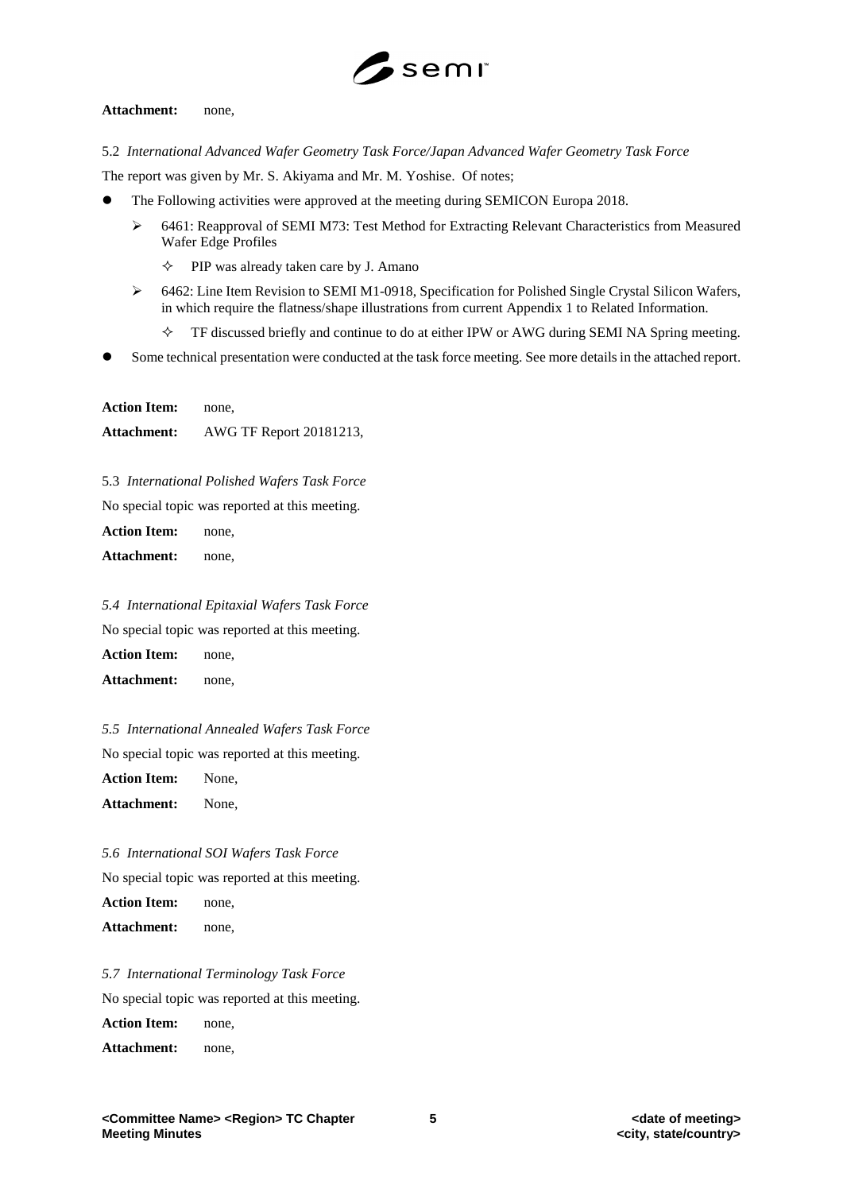**Attachment:** none,

5.2 *International Advanced Wafer Geometry Task Force/Japan Advanced Wafer Geometry Task Force*

The report was given by Mr. S. Akiyama and Mr. M. Yoshise. Of notes;

- The Following activities were approved at the meeting during SEMICON Europa 2018.
  - 6461: Reapproval of SEMI M73: Test Method for Extracting Relevant Characteristics from Measured Wafer Edge Profiles
    - PIP was already taken care by J. Amano
  - 6462: Line Item Revision to SEMI M1-0918, Specification for Polished Single Crystal Silicon Wafers, in which require the flatness/shape illustrations from current Appendix 1 to Related Information.
    - TF discussed briefly and continue to do at either IPW or AWG during SEMI NA Spring meeting.
- Some technical presentation were conducted at the task force meeting. See more details in the attached report.

**Action Item:** none,

**Attachment:** AWG TF Report 20181213,

5.3 *International Polished Wafers Task Force*

No special topic was reported at this meeting.

**Action Item:** none,

**Attachment:** none,

*5.4 International Epitaxial Wafers Task Force*

No special topic was reported at this meeting.

**Action Item:** none,

**Attachment:** none,

*5.5 International Annealed Wafers Task Force*

No special topic was reported at this meeting.

**Action Item:** None,

**Attachment:** None,

*5.6 International SOI Wafers Task Force*

No special topic was reported at this meeting.

**Action Item:** none,

**Attachment:** none,

*5.7 International Terminology Task Force*

No special topic was reported at this meeting.

**Action Item:** none,

**Attachment:** none,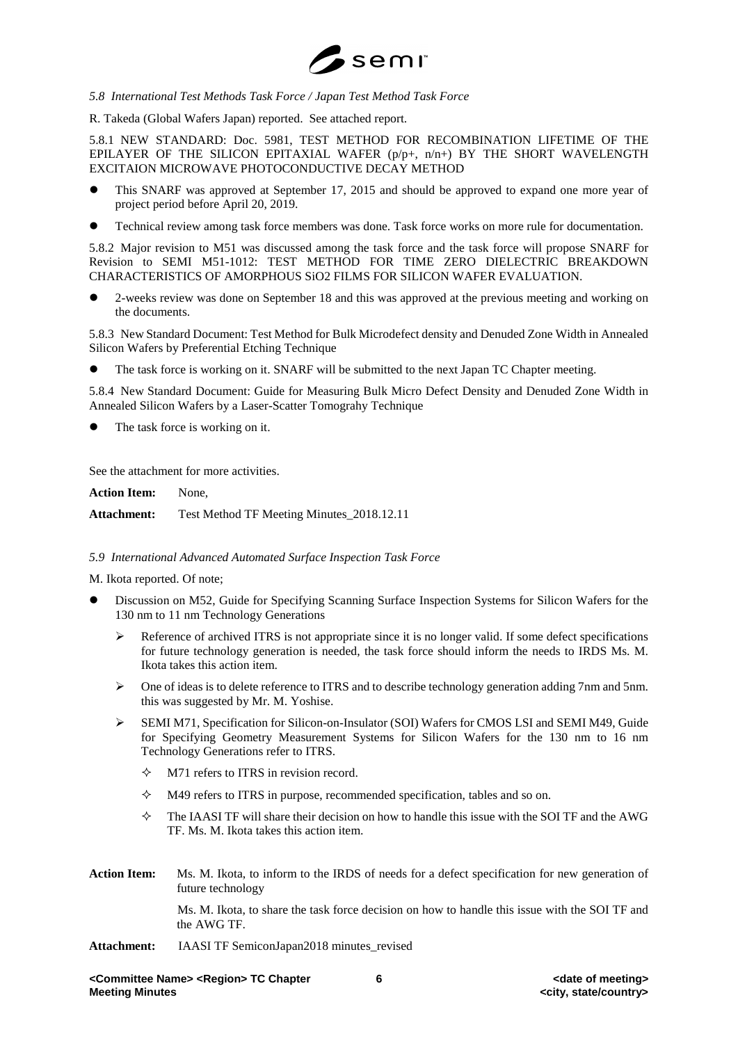*5.8 International Test Methods Task Force / Japan Test Method Task Force*

R. Takeda (Global Wafers Japan) reported. See attached report.

5.8.1 NEW STANDARD: Doc. 5981, TEST METHOD FOR RECOMBINATION LIFETIME OF THE EPILAYER OF THE SILICON EPITAXIAL WAFER (p/p+, n/n+) BY THE SHORT WAVELENGTH EXCITAION MICROWAVE PHOTOCONDUCTIVE DECAY METHOD

- This SNARF was approved at September 17, 2015 and should be approved to expand one more year of project period before April 20, 2019.
- Technical review among task force members was done. Task force works on more rule for documentation.

5.8.2 Major revision to M51 was discussed among the task force and the task force will propose SNARF for Revision to SEMI M51-1012: TEST METHOD FOR TIME ZERO DIELECTRIC BREAKDOWN CHARACTERISTICS OF AMORPHOUS SiO2 FILMS FOR SILICON WAFER EVALUATION.

- 2-weeks review was done on September 18 and this was approved at the previous meeting and working on the documents.

5.8.3 New Standard Document: Test Method for Bulk Microdefect density and Denuded Zone Width in Annealed Silicon Wafers by Preferential Etching Technique

- The task force is working on it. SNARF will be submitted to the next Japan TC Chapter meeting.

5.8.4 New Standard Document: Guide for Measuring Bulk Micro Defect Density and Denuded Zone Width in Annealed Silicon Wafers by a Laser-Scatter Tomograhy Technique

- The task force is working on it.

See the attachment for more activities.

**Action Item:** None,

**Attachment:** Test Method TF Meeting Minutes_2018.12.11

*5.9 International Advanced Automated Surface Inspection Task Force*

M. Ikota reported. Of note;

- Discussion on M52, Guide for Specifying Scanning Surface Inspection Systems for Silicon Wafers for the 130 nm to 11 nm Technology Generations
  - Reference of archived ITRS is not appropriate since it is no longer valid. If some defect specifications for future technology generation is needed, the task force should inform the needs to IRDS Ms. M. Ikota takes this action item.
  - One of ideas is to delete reference to ITRS and to describe technology generation adding 7nm and 5nm. this was suggested by Mr. M. Yoshise.
  - SEMI M71, Specification for Silicon-on-Insulator (SOI) Wafers for CMOS LSI and SEMI M49, Guide for Specifying Geometry Measurement Systems for Silicon Wafers for the 130 nm to 16 nm Technology Generations refer to ITRS.
    - M71 refers to ITRS in revision record.
    - M49 refers to ITRS in purpose, recommended specification, tables and so on.
    - The IAASI TF will share their decision on how to handle this issue with the SOI TF and the AWG TF. Ms. M. Ikota takes this action item.

**Action Item:** Ms. M. Ikota, to inform to the IRDS of needs for a defect specification for new generation of future technology

Ms. M. Ikota, to share the task force decision on how to handle this issue with the SOI TF and the AWG TF.

**Attachment:** IAASI TF SemiconJapan2018 minutes_revised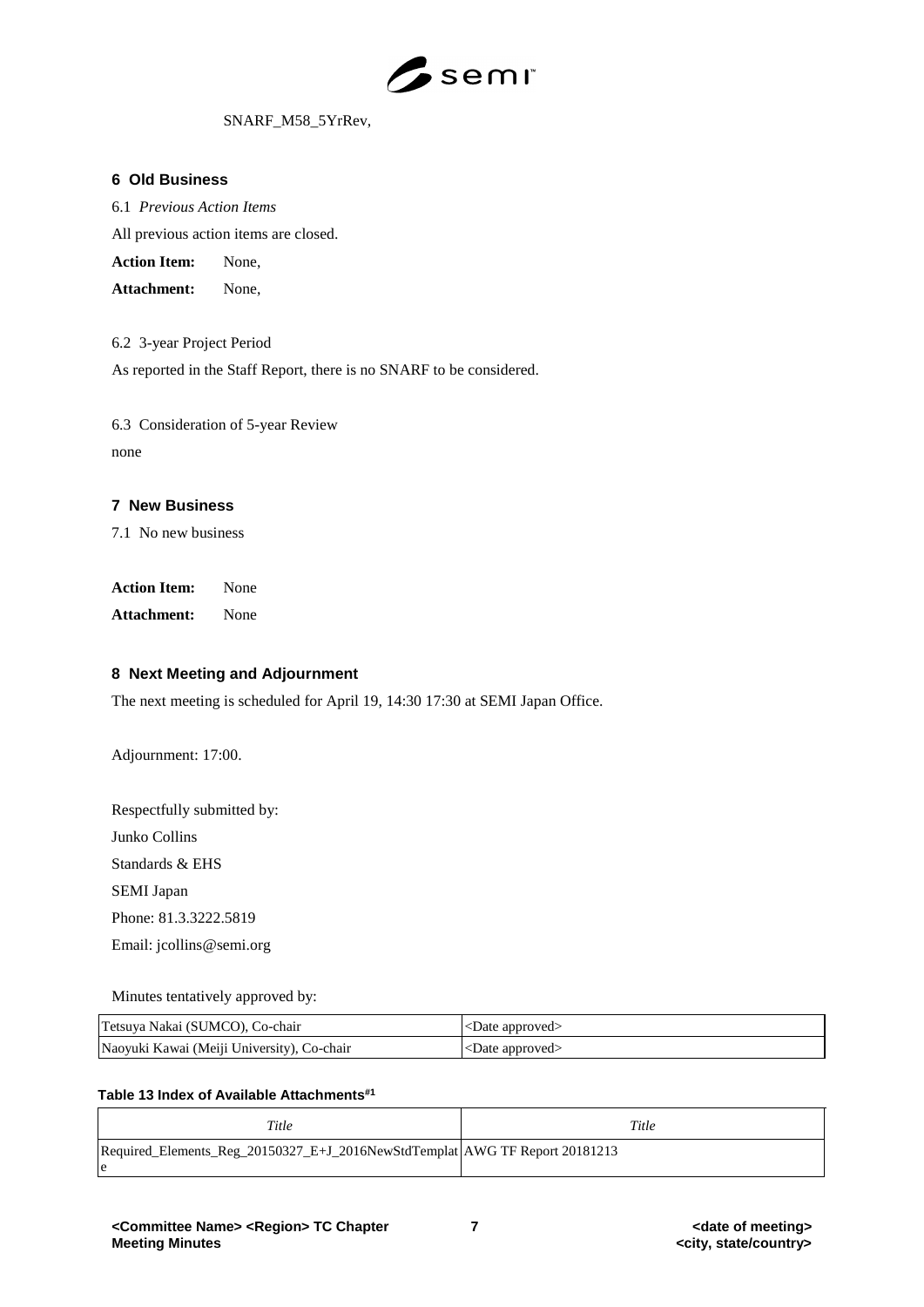SNARF_M58_5YrRev,

## 6 Old Business

6.1 *Previous Action Items*

All previous action items are closed.

**Action Item:** None,

**Attachment:** None,

6.2 3-year Project Period

As reported in the Staff Report, there is no SNARF to be considered.

6.3 Consideration of 5-year Review

none

## 7 New Business

7.1 No new business

**Action Item:** None

**Attachment:** None

## 8 Next Meeting and Adjournment

The next meeting is scheduled for April 19, 14:30 17:30 at SEMI Japan Office.

Adjournment: 17:00.

Respectfully submitted by:

Junko Collins

Standards & EHS

SEMI Japan

Phone: 81.3.3222.5819

Email: jcollins@semi.org

Minutes tentatively approved by:

| Tetsuya Nakai (SUMCO), Co-chair | <Date approved> |
|---|---|
| Naoyuki Kawai (Meiji University), Co-chair | <Date approved> |

**Table 13 Index of Available Attachments#1**

| *Title* | *Title* |
|---|---|
| Required_Elements_Reg_20150327_E+J_2016NewStdTemplate | AWG TF Report 20181213 |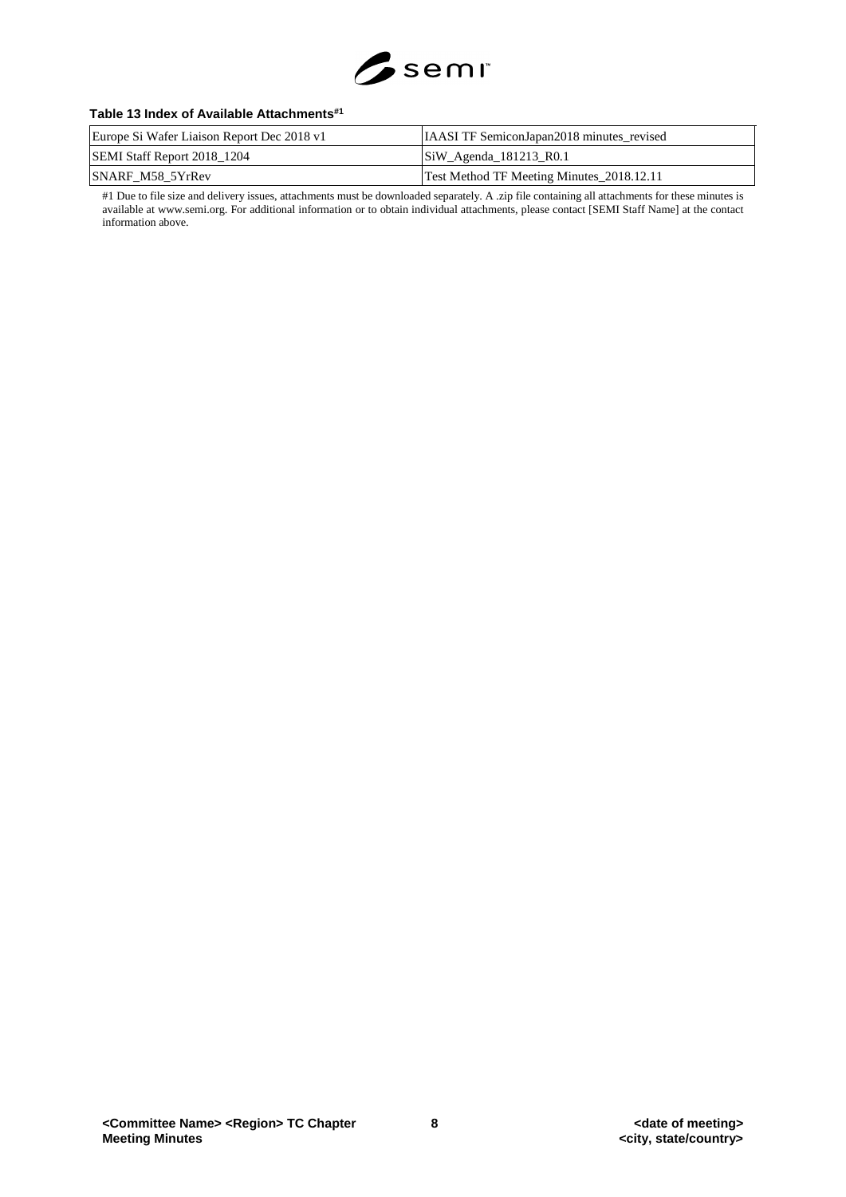**Table 13 Index of Available Attachments[#1]**

| | |
|---|---|
| Europe Si Wafer Liaison Report Dec 2018 v1 | IAASI TF SemiconJapan2018 minutes_revised |
| SEMI Staff Report 2018_1204 | SiW_Agenda_181213_R0.1 |
| SNARF_M58_5YrRev | Test Method TF Meeting Minutes_2018.12.11 |

#1 Due to file size and delivery issues, attachments must be downloaded separately. A .zip file containing all attachments for these minutes is available at www.semi.org. For additional information or to obtain individual attachments, please contact [SEMI Staff Name] at the contact information above.